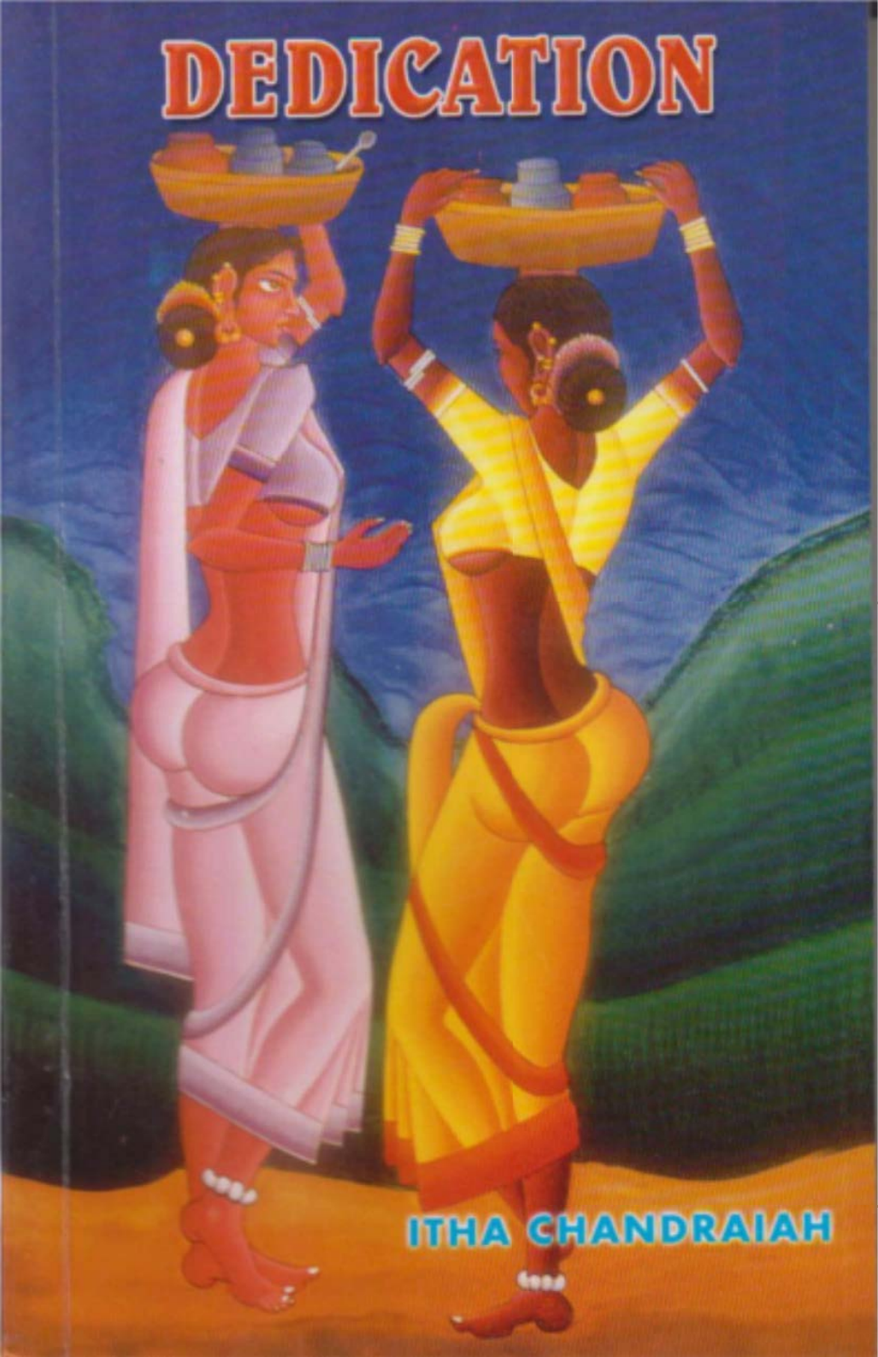# DEDICATION

ITHA CHANDRAIAH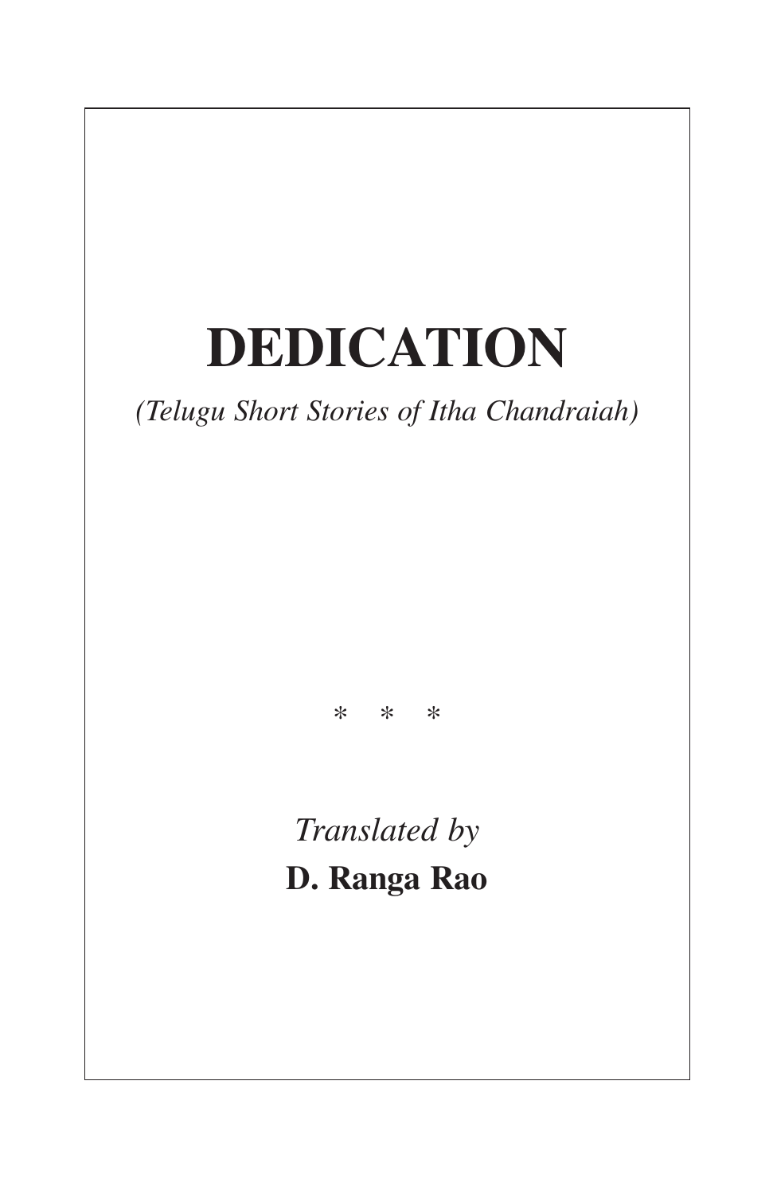# DEDICATION

*(Telugu Short Stories of Itha Chandraiah)*

\* \* \*

*Translated by*

**D. Ranga Rao**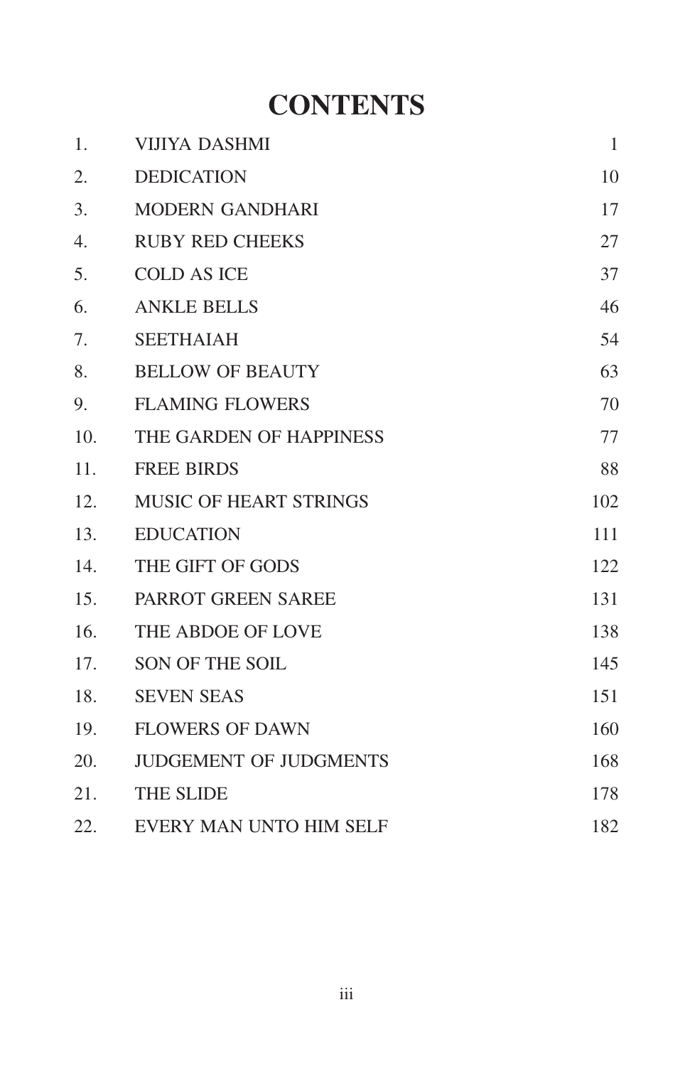# CONTENTS

| | | |
|---|---|---|
| 1. | VIJIYA DASHMI | 1 |
| 2. | DEDICATION | 10 |
| 3. | MODERN GANDHARI | 17 |
| 4. | RUBY RED CHEEKS | 27 |
| 5. | COLD AS ICE | 37 |
| 6. | ANKLE BELLS | 46 |
| 7. | SEETHAIAH | 54 |
| 8. | BELLOW OF BEAUTY | 63 |
| 9. | FLAMING FLOWERS | 70 |
| 10. | THE GARDEN OF HAPPINESS | 77 |
| 11. | FREE BIRDS | 88 |
| 12. | MUSIC OF HEART STRINGS | 102 |
| 13. | EDUCATION | 111 |
| 14. | THE GIFT OF GODS | 122 |
| 15. | PARROT GREEN SAREE | 131 |
| 16. | THE ABDOE OF LOVE | 138 |
| 17. | SON OF THE SOIL | 145 |
| 18. | SEVEN SEAS | 151 |
| 19. | FLOWERS OF DAWN | 160 |
| 20. | JUDGEMENT OF JUDGMENTS | 168 |
| 21. | THE SLIDE | 178 |
| 22. | EVERY MAN UNTO HIM SELF | 182 |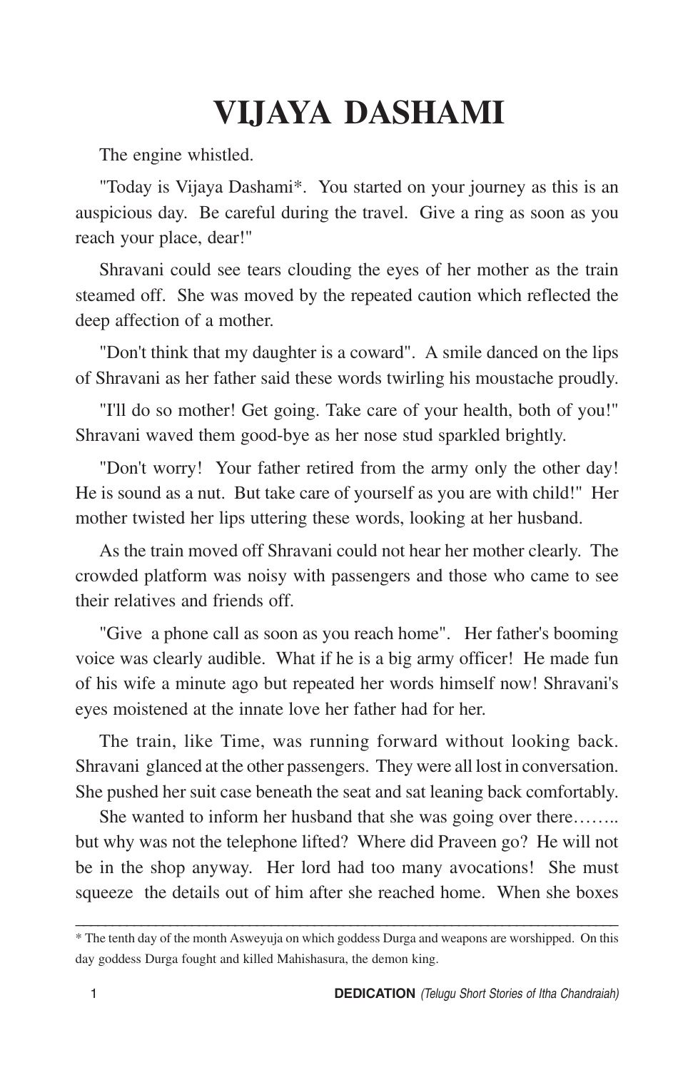# VIJAYA DASHAMI

The engine whistled.

"Today is Vijaya Dashami*. You started on your journey as this is an auspicious day. Be careful during the travel. Give a ring as soon as you reach your place, dear!"

Shravani could see tears clouding the eyes of her mother as the train steamed off. She was moved by the repeated caution which reflected the deep affection of a mother.

"Don't think that my daughter is a coward". A smile danced on the lips of Shravani as her father said these words twirling his moustache proudly.

"I'll do so mother! Get going. Take care of your health, both of you!" Shravani waved them good-bye as her nose stud sparkled brightly.

"Don't worry! Your father retired from the army only the other day! He is sound as a nut. But take care of yourself as you are with child!" Her mother twisted her lips uttering these words, looking at her husband.

As the train moved off Shravani could not hear her mother clearly. The crowded platform was noisy with passengers and those who came to see their relatives and friends off.

"Give a phone call as soon as you reach home". Her father's booming voice was clearly audible. What if he is a big army officer! He made fun of his wife a minute ago but repeated her words himself now! Shravani's eyes moistened at the innate love her father had for her.

The train, like Time, was running forward without looking back. Shravani glanced at the other passengers. They were all lost in conversation. She pushed her suit case beneath the seat and sat leaning back comfortably.

She wanted to inform her husband that she was going over there…….. but why was not the telephone lifted? Where did Praveen go? He will not be in the shop anyway. Her lord had too many avocations! She must squeeze the details out of him after she reached home. When she boxes

---

* The tenth day of the month Asweyuja on which goddess Durga and weapons are worshipped. On this day goddess Durga fought and killed Mahishasura, the demon king.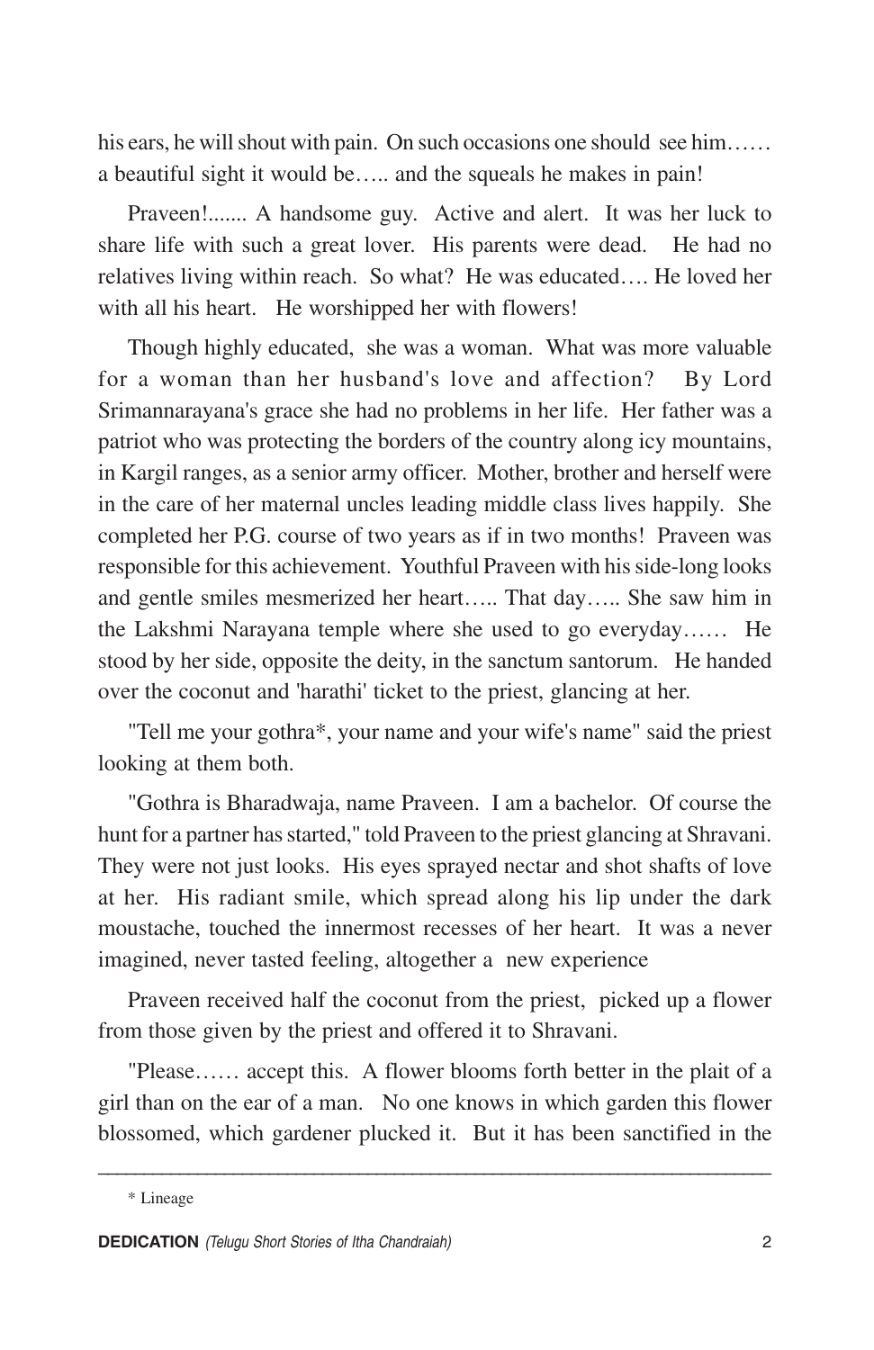his ears, he will shout with pain. On such occasions one should see him…… a beautiful sight it would be….. and the squeals he makes in pain!

Praveen!....... A handsome guy. Active and alert. It was her luck to share life with such a great lover. His parents were dead. He had no relatives living within reach. So what? He was educated…. He loved her with all his heart. He worshipped her with flowers!

Though highly educated, she was a woman. What was more valuable for a woman than her husband's love and affection? By Lord Srimannarayana's grace she had no problems in her life. Her father was a patriot who was protecting the borders of the country along icy mountains, in Kargil ranges, as a senior army officer. Mother, brother and herself were in the care of her maternal uncles leading middle class lives happily. She completed her P.G. course of two years as if in two months! Praveen was responsible for this achievement. Youthful Praveen with his side-long looks and gentle smiles mesmerized her heart….. That day….. She saw him in the Lakshmi Narayana temple where she used to go everyday…… He stood by her side, opposite the deity, in the sanctum santorum. He handed over the coconut and 'harathi' ticket to the priest, glancing at her.

"Tell me your gothra*, your name and your wife's name" said the priest looking at them both.

"Gothra is Bharadwaja, name Praveen. I am a bachelor. Of course the hunt for a partner has started," told Praveen to the priest glancing at Shravani. They were not just looks. His eyes sprayed nectar and shot shafts of love at her. His radiant smile, which spread along his lip under the dark moustache, touched the innermost recesses of her heart. It was a never imagined, never tasted feeling, altogether a new experience

Praveen received half the coconut from the priest, picked up a flower from those given by the priest and offered it to Shravani.

"Please…… accept this. A flower blooms forth better in the plait of a girl than on the ear of a man. No one knows in which garden this flower blossomed, which gardener plucked it. But it has been sanctified in the

---

\* Lineage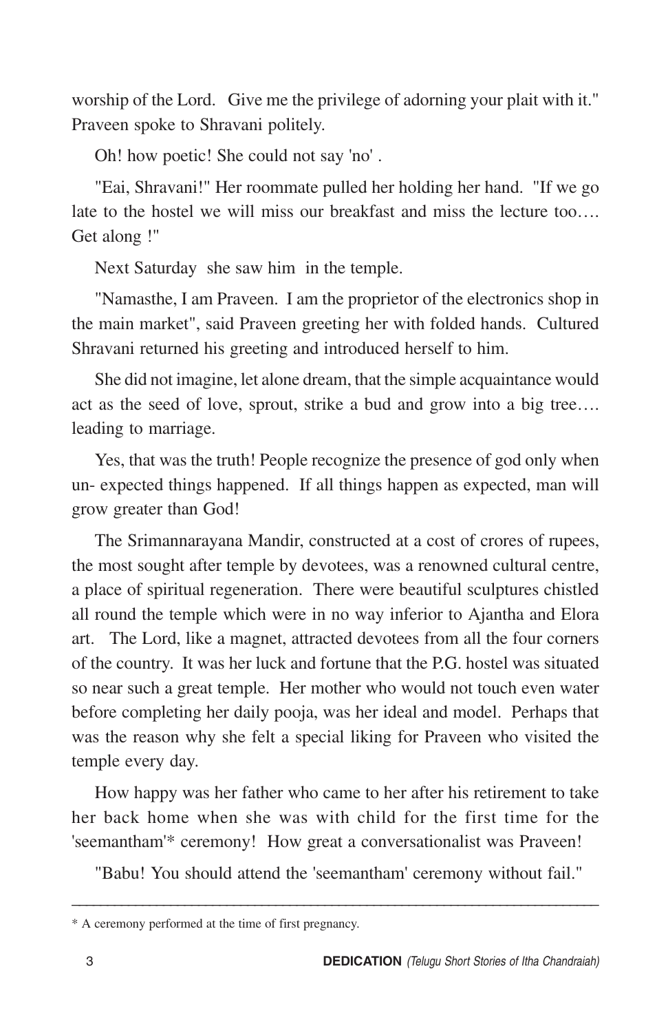worship of the Lord. Give me the privilege of adorning your plait with it." Praveen spoke to Shravani politely.

Oh! how poetic! She could not say 'no' .

"Eai, Shravani!" Her roommate pulled her holding her hand. "If we go late to the hostel we will miss our breakfast and miss the lecture too…. Get along !"

Next Saturday she saw him in the temple.

"Namasthe, I am Praveen. I am the proprietor of the electronics shop in the main market", said Praveen greeting her with folded hands. Cultured Shravani returned his greeting and introduced herself to him.

She did not imagine, let alone dream, that the simple acquaintance would act as the seed of love, sprout, strike a bud and grow into a big tree…. leading to marriage.

Yes, that was the truth! People recognize the presence of god only when un- expected things happened. If all things happen as expected, man will grow greater than God!

The Srimannarayana Mandir, constructed at a cost of crores of rupees, the most sought after temple by devotees, was a renowned cultural centre, a place of spiritual regeneration. There were beautiful sculptures chistled all round the temple which were in no way inferior to Ajantha and Elora art. The Lord, like a magnet, attracted devotees from all the four corners of the country. It was her luck and fortune that the P.G. hostel was situated so near such a great temple. Her mother who would not touch even water before completing her daily pooja, was her ideal and model. Perhaps that was the reason why she felt a special liking for Praveen who visited the temple every day.

How happy was her father who came to her after his retirement to take her back home when she was with child for the first time for the 'seemantham'* ceremony! How great a conversationalist was Praveen!

"Babu! You should attend the 'seemantham' ceremony without fail."

---

* A ceremony performed at the time of first pregnancy.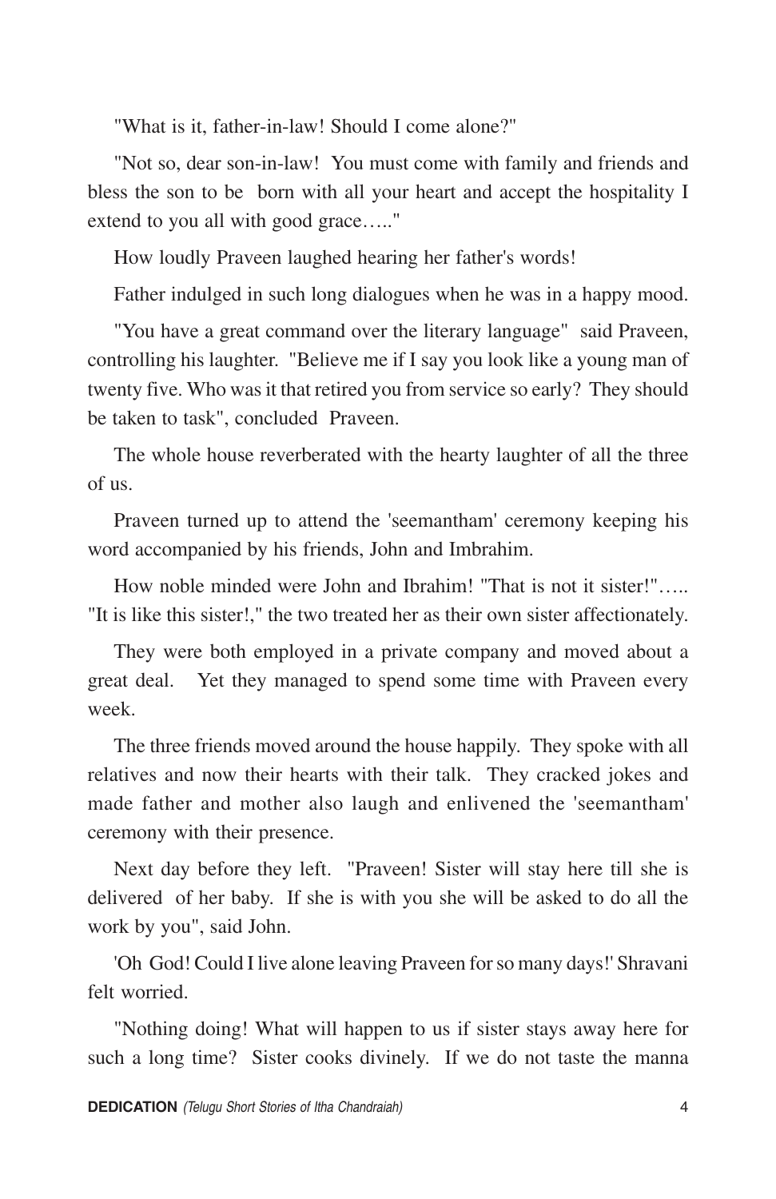"What is it, father-in-law! Should I come alone?"

"Not so, dear son-in-law! You must come with family and friends and bless the son to be born with all your heart and accept the hospitality I extend to you all with good grace….."

How loudly Praveen laughed hearing her father's words!

Father indulged in such long dialogues when he was in a happy mood.

"You have a great command over the literary language" said Praveen, controlling his laughter. "Believe me if I say you look like a young man of twenty five. Who was it that retired you from service so early? They should be taken to task", concluded Praveen.

The whole house reverberated with the hearty laughter of all the three of us.

Praveen turned up to attend the 'seemantham' ceremony keeping his word accompanied by his friends, John and Imbrahim.

How noble minded were John and Ibrahim! "That is not it sister!"….. "It is like this sister!," the two treated her as their own sister affectionately.

They were both employed in a private company and moved about a great deal. Yet they managed to spend some time with Praveen every week.

The three friends moved around the house happily. They spoke with all relatives and now their hearts with their talk. They cracked jokes and made father and mother also laugh and enlivened the 'seemantham' ceremony with their presence.

Next day before they left. "Praveen! Sister will stay here till she is delivered of her baby. If she is with you she will be asked to do all the work by you", said John.

'Oh God! Could I live alone leaving Praveen for so many days!' Shravani felt worried.

"Nothing doing! What will happen to us if sister stays away here for such a long time? Sister cooks divinely. If we do not taste the manna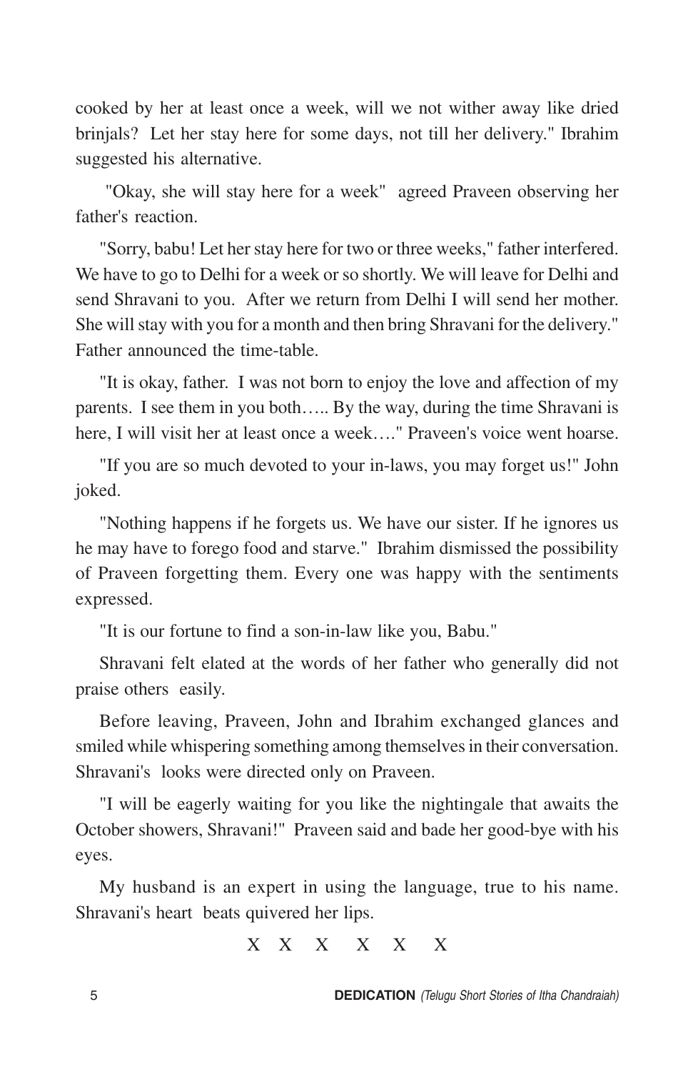cooked by her at least once a week, will we not wither away like dried brinjals? Let her stay here for some days, not till her delivery." Ibrahim suggested his alternative.

"Okay, she will stay here for a week" agreed Praveen observing her father's reaction.

"Sorry, babu! Let her stay here for two or three weeks," father interfered. We have to go to Delhi for a week or so shortly. We will leave for Delhi and send Shravani to you. After we return from Delhi I will send her mother. She will stay with you for a month and then bring Shravani for the delivery." Father announced the time-table.

"It is okay, father. I was not born to enjoy the love and affection of my parents. I see them in you both….. By the way, during the time Shravani is here, I will visit her at least once a week…." Praveen's voice went hoarse.

"If you are so much devoted to your in-laws, you may forget us!" John joked.

"Nothing happens if he forgets us. We have our sister. If he ignores us he may have to forego food and starve." Ibrahim dismissed the possibility of Praveen forgetting them. Every one was happy with the sentiments expressed.

"It is our fortune to find a son-in-law like you, Babu."

Shravani felt elated at the words of her father who generally did not praise others easily.

Before leaving, Praveen, John and Ibrahim exchanged glances and smiled while whispering something among themselves in their conversation. Shravani's looks were directed only on Praveen.

"I will be eagerly waiting for you like the nightingale that awaits the October showers, Shravani!" Praveen said and bade her good-bye with his eyes.

My husband is an expert in using the language, true to his name. Shravani's heart beats quivered her lips.

X X X X X X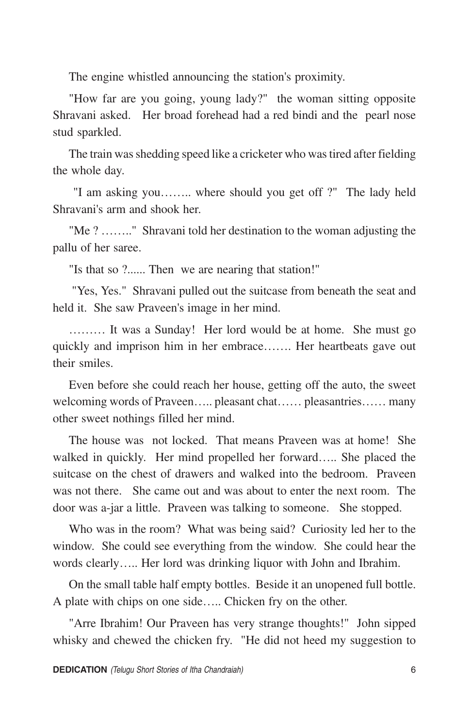The engine whistled announcing the station's proximity.

"How far are you going, young lady?" the woman sitting opposite Shravani asked. Her broad forehead had a red bindi and the pearl nose stud sparkled.

The train was shedding speed like a cricketer who was tired after fielding the whole day.

"I am asking you…….. where should you get off ?" The lady held Shravani's arm and shook her.

"Me ? …….." Shravani told her destination to the woman adjusting the pallu of her saree.

"Is that so ?...... Then we are nearing that station!"

"Yes, Yes." Shravani pulled out the suitcase from beneath the seat and held it. She saw Praveen's image in her mind.

……… It was a Sunday! Her lord would be at home. She must go quickly and imprison him in her embrace……. Her heartbeats gave out their smiles.

Even before she could reach her house, getting off the auto, the sweet welcoming words of Praveen….. pleasant chat…… pleasantries…… many other sweet nothings filled her mind.

The house was not locked. That means Praveen was at home! She walked in quickly. Her mind propelled her forward….. She placed the suitcase on the chest of drawers and walked into the bedroom. Praveen was not there. She came out and was about to enter the next room. The door was a-jar a little. Praveen was talking to someone. She stopped.

Who was in the room? What was being said? Curiosity led her to the window. She could see everything from the window. She could hear the words clearly….. Her lord was drinking liquor with John and Ibrahim.

On the small table half empty bottles. Beside it an unopened full bottle. A plate with chips on one side….. Chicken fry on the other.

"Arre Ibrahim! Our Praveen has very strange thoughts!" John sipped whisky and chewed the chicken fry. "He did not heed my suggestion to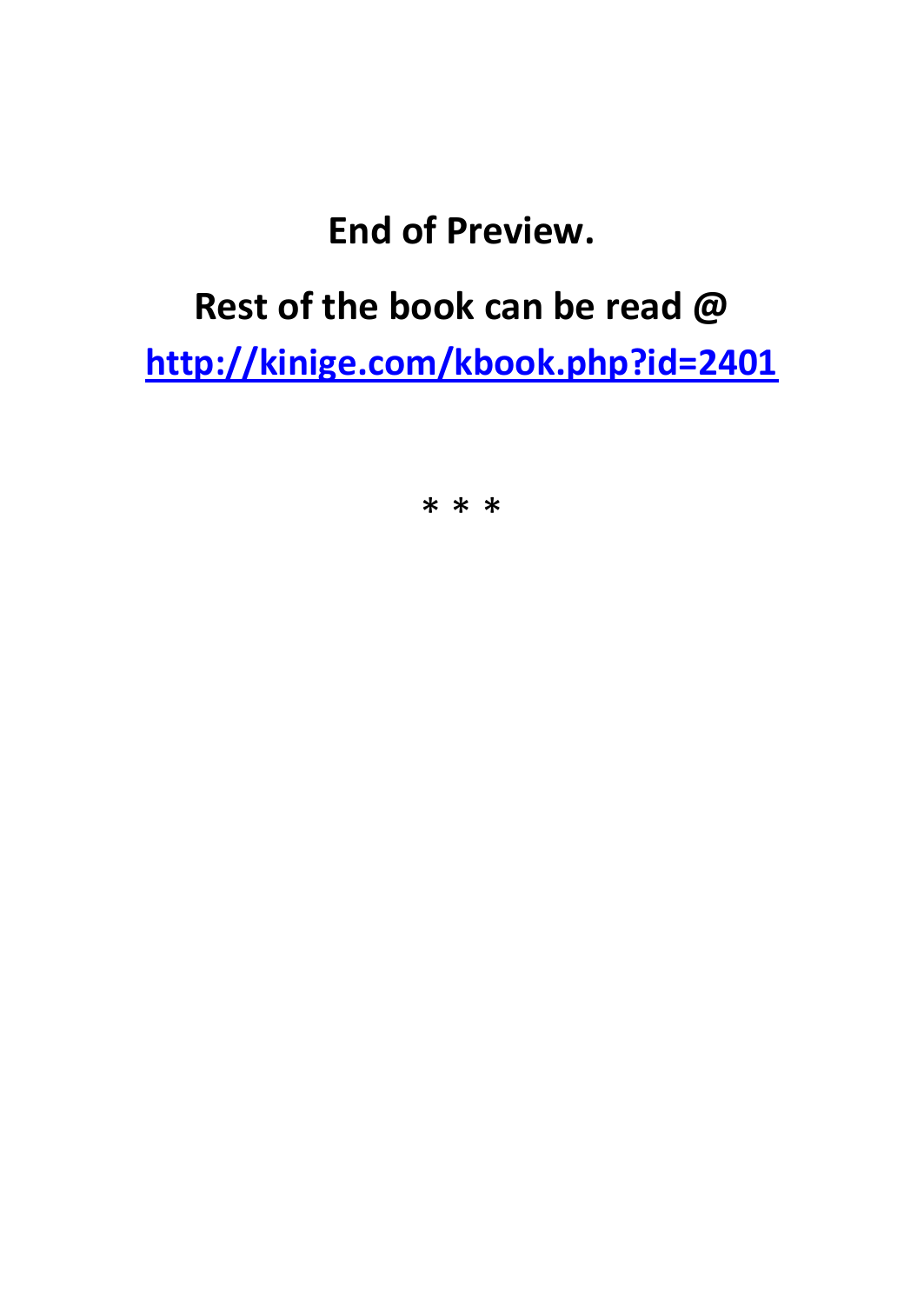**End of Preview.**

**Rest of the book can be read @**
**[http://kinige.com/kbook.php?id=2401](http://kinige.com/kbook.php?id=2401)**

* * *